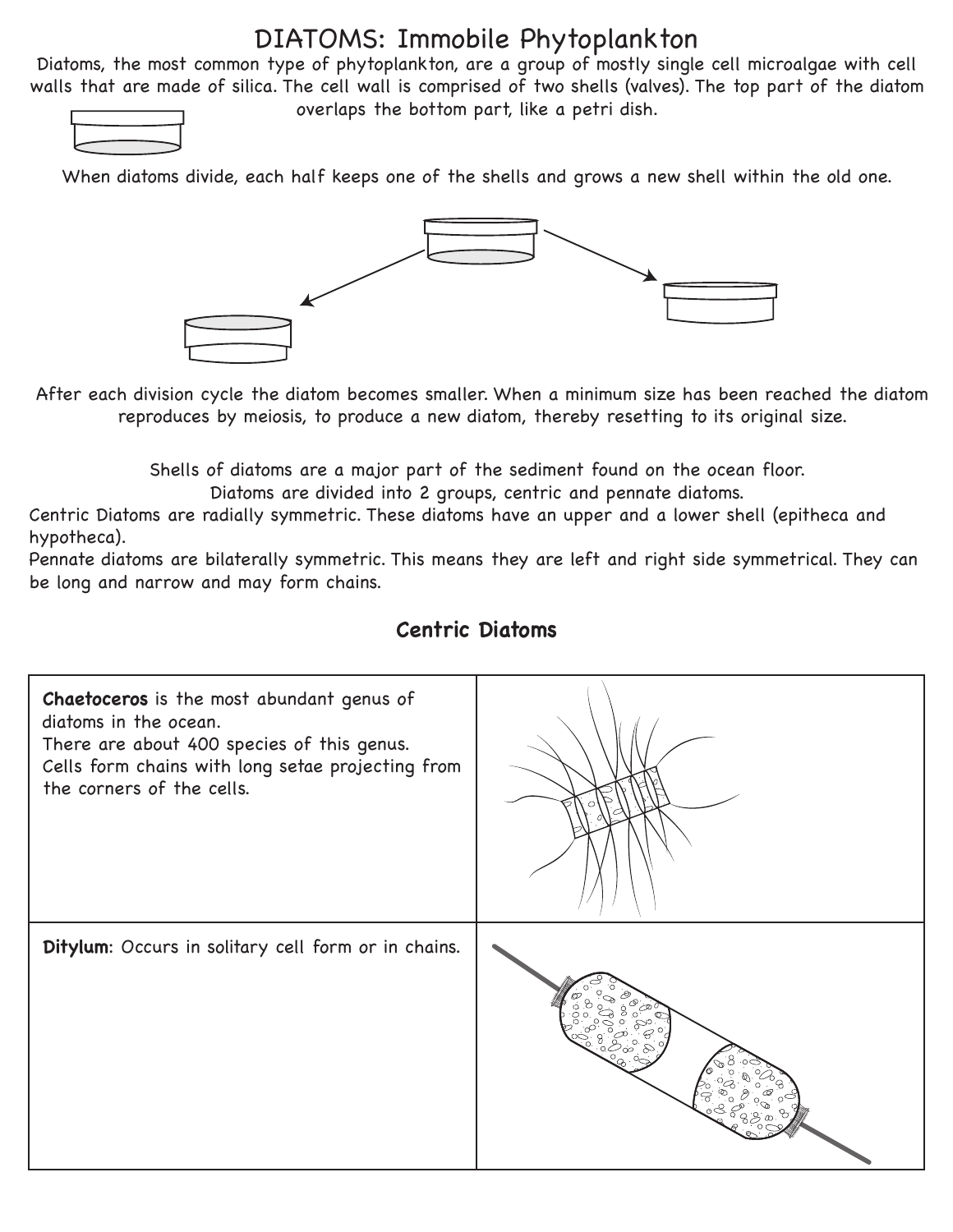# DIATOMS: Immobile Phytoplankton

Diatoms, the most common type of phytoplankton, are a group of mostly single cell microalgae with cell walls that are made of silica. The cell wall is comprised of two shells (valves). The top part of the diatom overlaps the bottom part, like a petri dish.

When diatoms divide, each half keeps one of the shells and grows a new shell within the old one.

After each division cycle the diatom becomes smaller. When a minimum size has been reached the diatom reproduces by meiosis, to produce a new diatom, thereby resetting to its original size.

Shells of diatoms are a major part of the sediment found on the ocean floor.

Diatoms are divided into 2 groups, centric and pennate diatoms.

Centric Diatoms are radially symmetric. These diatoms have an upper and a lower shell (epitheca and hypotheca).

Pennate diatoms are bilaterally symmetric. This means they are left and right side symmetrical. They can be long and narrow and may form chains.

## Centric Diatoms

| | |
|---|---|
| **Chaetoceros** is the most abundant genus of diatoms in the ocean. There are about 400 species of this genus. Cells form chains with long setae projecting from the corners of the cells. | |
| **Ditylum**: Occurs in solitary cell form or in chains. | |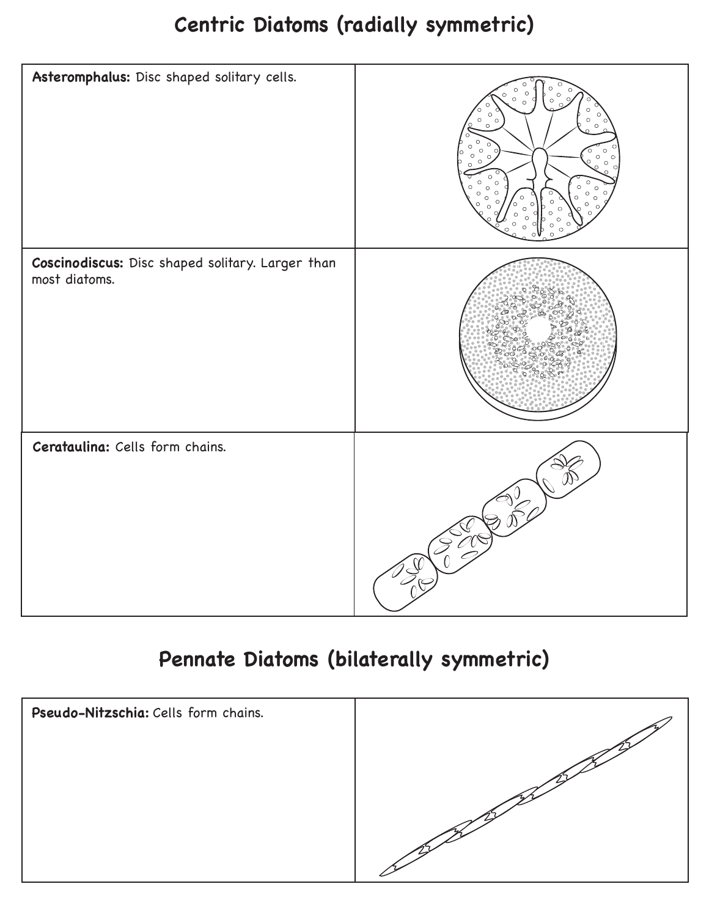## Centric Diatoms (radially symmetric)

| | |
|---|---|
| **Asteromphalus:** Disc shaped solitary cells. | |
| **Coscinodiscus:** Disc shaped solitary. Larger than most diatoms. | |
| **Cerataulina:** Cells form chains. | |

## Pennate Diatoms (bilaterally symmetric)

| | |
|---|---|
| **Pseudo-Nitzschia:** Cells form chains. | |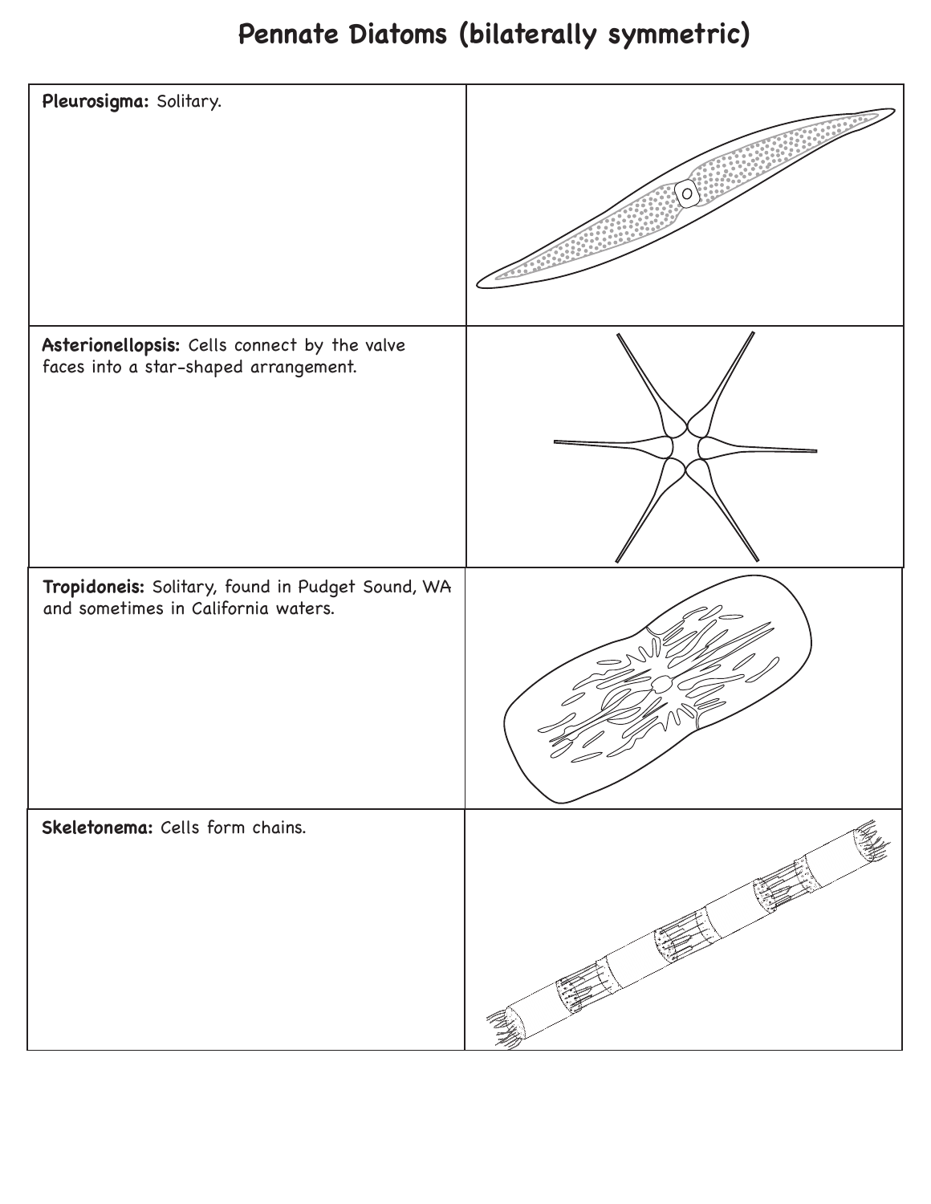# Pennate Diatoms (bilaterally symmetric)

| | |
|---|---|
| **Pleurosigma:** Solitary. | |
| **Asterionellopsis:** Cells connect by the valve faces into a star-shaped arrangement. | |
| **Tropidoneis:** Solitary, found in Pudget Sound, WA and sometimes in California waters. | |
| **Skeletonema:** Cells form chains. | |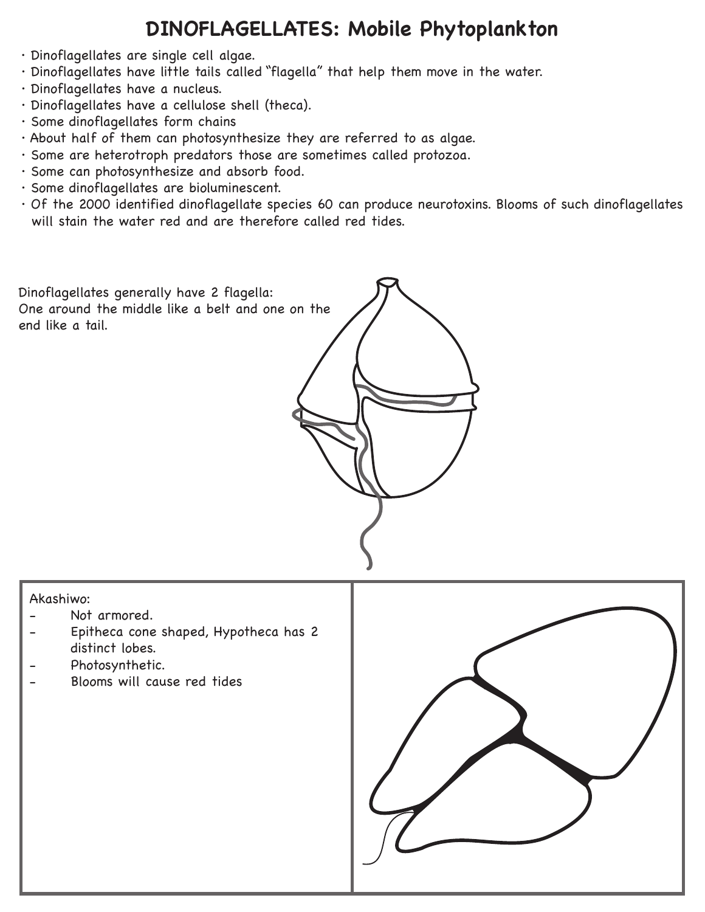# DINOFLAGELLATES: Mobile Phytoplankton

- Dinoflagellates are single cell algae.
- Dinoflagellates have little tails called "flagella" that help them move in the water.
- Dinoflagellates have a nucleus.
- Dinoflagellates have a cellulose shell (theca).
- Some dinoflagellates form chains
- About half of them can photosynthesize they are referred to as algae.
- Some are heterotroph predators those are sometimes called protozoa.
- Some can photosynthesize and absorb food.
- Some dinoflagellates are bioluminescent.
- Of the 2000 identified dinoflagellate species 60 can produce neurotoxins. Blooms of such dinoflagellates will stain the water red and are therefore called red tides.

Dinoflagellates generally have 2 flagella: One around the middle like a belt and one on the end like a tail.

| Akashiwo: | |
|---|---|
| - Not armored.<br>- Epitheca cone shaped, Hypotheca has 2 distinct lobes.<br>- Photosynthetic.<br>- Blooms will cause red tides | |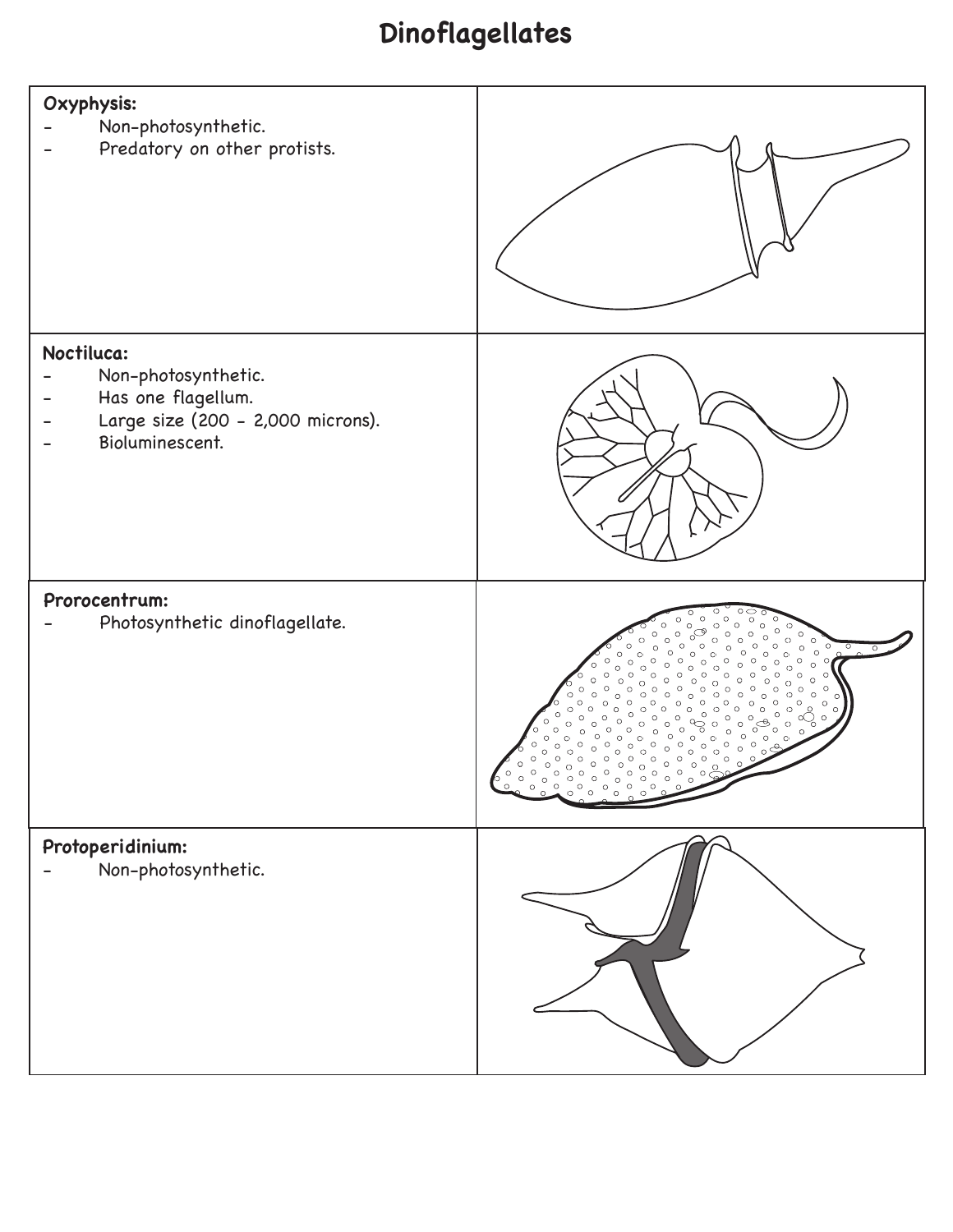# Dinoflagellates

| | |
|---|---|
| **Oxyphysis:**<br>- Non-photosynthetic.<br>- Predatory on other protists. | |
| **Noctiluca:**<br>- Non-photosynthetic.<br>- Has one flagellum.<br>- Large size (200 - 2,000 microns).<br>- Bioluminescent. | |
| **Prorocentrum:**<br>- Photosynthetic dinoflagellate. | |
| **Protoperidinium:**<br>- Non-photosynthetic. | |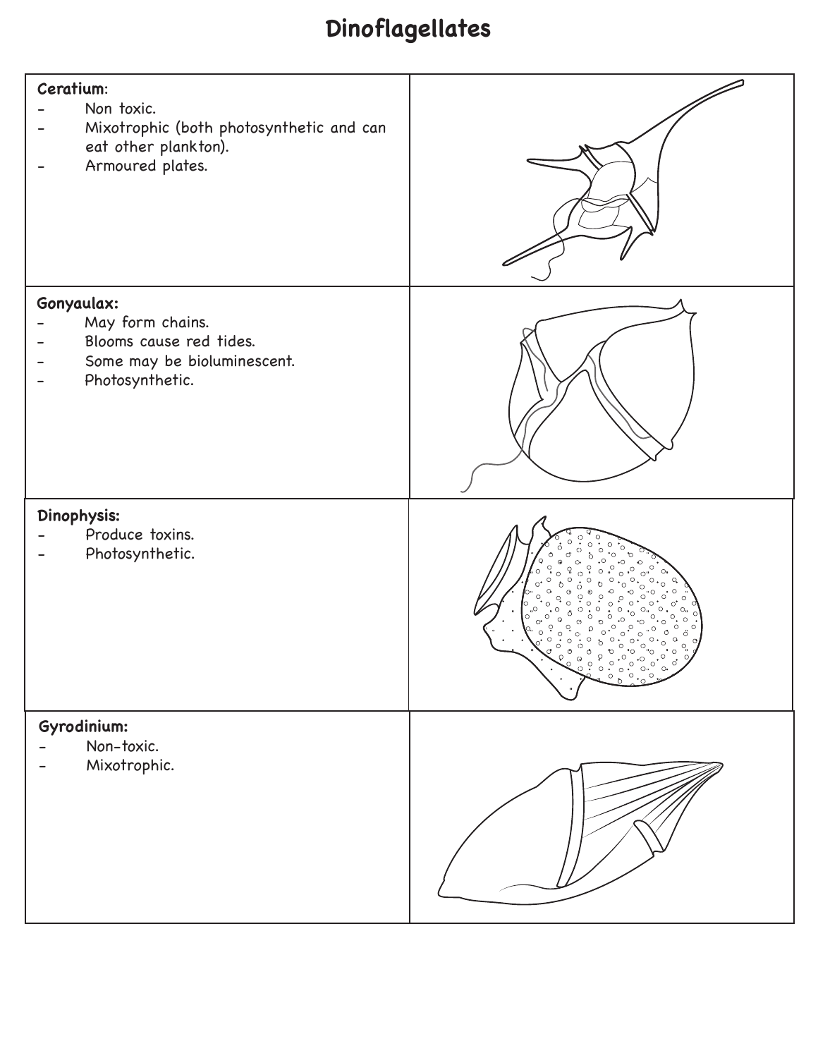# Dinoflagellates

| | |
|---|---|
| **Ceratium**:<br>- Non toxic.<br>- Mixotrophic (both photosynthetic and can eat other plankton).<br>- Armoured plates. | |
| **Gonyaulax:**<br>- May form chains.<br>- Blooms cause red tides.<br>- Some may be bioluminescent.<br>- Photosynthetic. | |
| **Dinophysis:**<br>- Produce toxins.<br>- Photosynthetic. | |
| **Gyrodinium:**<br>- Non-toxic.<br>- Mixotrophic. | |